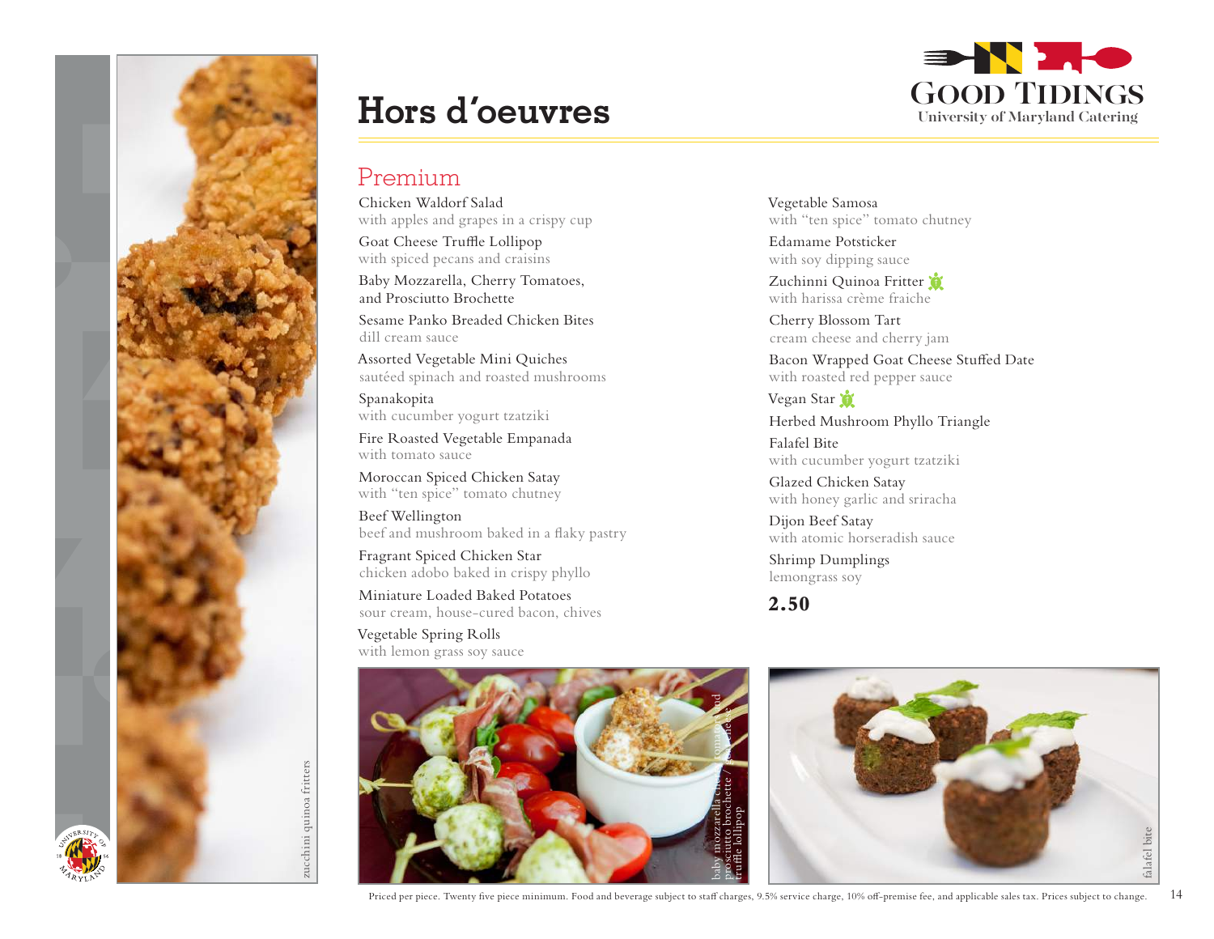# Hors d'oeuvres

**Good Tidings**
University of Maryland Catering

## Premium

Chicken Waldorf Salad
with apples and grapes in a crispy cup

Goat Cheese Truffle Lollipop
with spiced pecans and craisins

Baby Mozzarella, Cherry Tomatoes, and Prosciutto Brochette

Sesame Panko Breaded Chicken Bites
dill cream sauce

Assorted Vegetable Mini Quiches
sautéed spinach and roasted mushrooms

Spanakopita
with cucumber yogurt tzatziki

Fire Roasted Vegetable Empanada
with tomato sauce

Moroccan Spiced Chicken Satay
with "ten spice" tomato chutney

Beef Wellington
beef and mushroom baked in a flaky pastry

Fragrant Spiced Chicken Star
chicken adobo baked in crispy phyllo

Miniature Loaded Baked Potatoes
sour cream, house-cured bacon, chives

Vegetable Spring Rolls
with lemon grass soy sauce

Vegetable Samosa
with "ten spice" tomato chutney

Edamame Potsticker
with soy dipping sauce

Zuchinni Quinoa Fritter
with harissa crème fraiche

Cherry Blossom Tart
cream cheese and cherry jam

Bacon Wrapped Goat Cheese Stuffed Date
with roasted red pepper sauce

Vegan Star

Herbed Mushroom Phyllo Triangle

Falafel Bite
with cucumber yogurt tzatziki

Glazed Chicken Satay
with honey garlic and sriracha

Dijon Beef Satay
with atomic horseradish sauce

Shrimp Dumplings
lemongrass soy

**2.50**

zucchini quinoa fritters

baby mozzarella cherry tomato and prosciutto brochette / goat cheese truffle lollipop

falafel bite

Priced per piece. Twenty five piece minimum. Food and beverage subject to staff charges, 9.5% service charge, 10% off-premise fee, and applicable sales tax. Prices subject to change.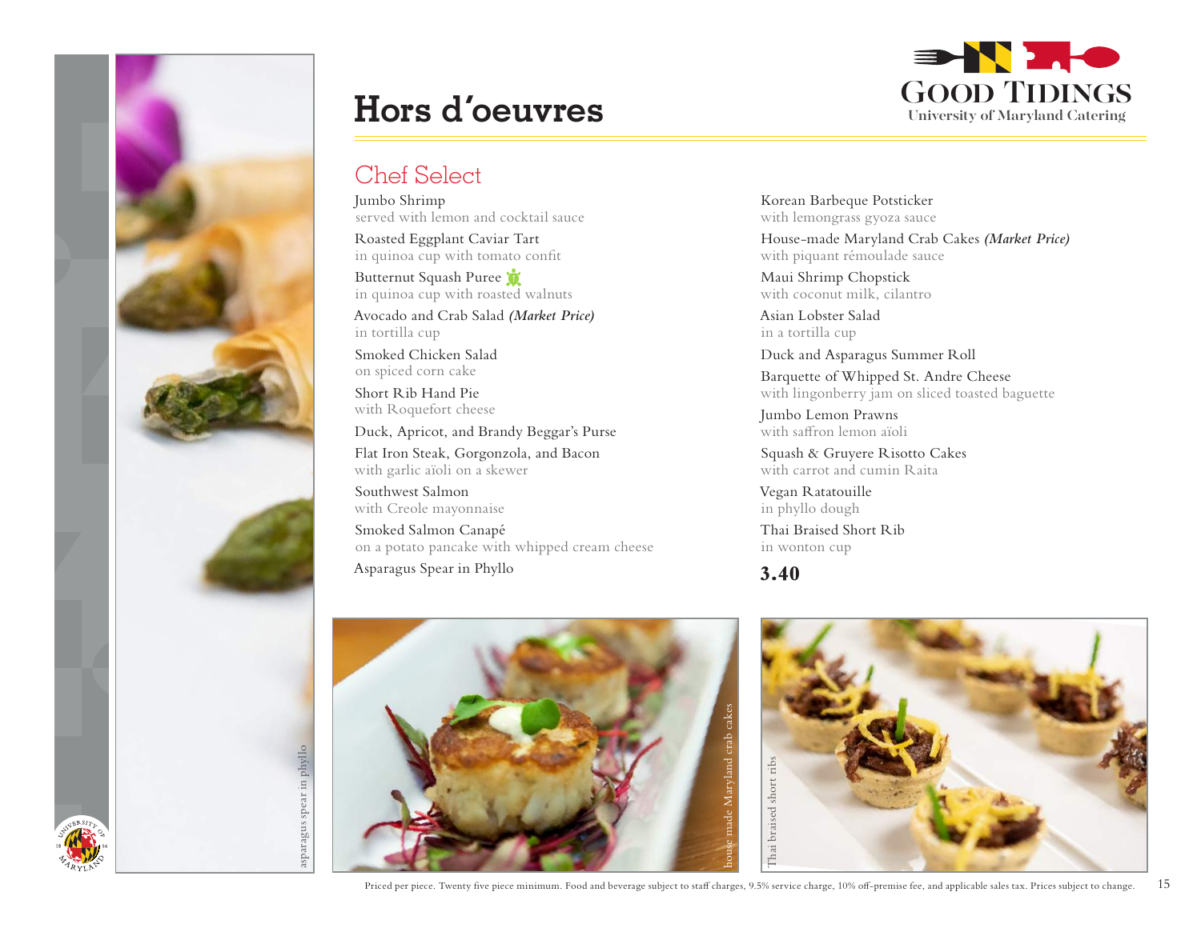# Hors d'oeuvres

GOOD TIDINGS
University of Maryland Catering

## Chef Select

Jumbo Shrimp
served with lemon and cocktail sauce

Roasted Eggplant Caviar Tart
in quinoa cup with tomato confit

Butternut Squash Puree
in quinoa cup with roasted walnuts

Avocado and Crab Salad ***(Market Price)***
in tortilla cup

Smoked Chicken Salad
on spiced corn cake

Short Rib Hand Pie
with Roquefort cheese

Duck, Apricot, and Brandy Beggar's Purse

Flat Iron Steak, Gorgonzola, and Bacon
with garlic aïoli on a skewer

Southwest Salmon
with Creole mayonnaise

Smoked Salmon Canapé
on a potato pancake with whipped cream cheese

Asparagus Spear in Phyllo

Korean Barbeque Potsticker
with lemongrass gyoza sauce

House-made Maryland Crab Cakes ***(Market Price)***
with piquant rémoulade sauce

Maui Shrimp Chopstick
with coconut milk, cilantro

Asian Lobster Salad
in a tortilla cup

Duck and Asparagus Summer Roll

Barquette of Whipped St. Andre Cheese
with lingonberry jam on sliced toasted baguette

Jumbo Lemon Prawns
with saffron lemon aïoli

Squash & Gruyere Risotto Cakes
with carrot and cumin Raita

Vegan Ratatouille
in phyllo dough

Thai Braised Short Rib
in wonton cup

**3.40**

asparagus spear in phyllo

house made Maryland crab cakes

Thai braised short ribs

Priced per piece. Twenty five piece minimum. Food and beverage subject to staff charges, 9.5% service charge, 10% off-premise fee, and applicable sales tax. Prices subject to change.